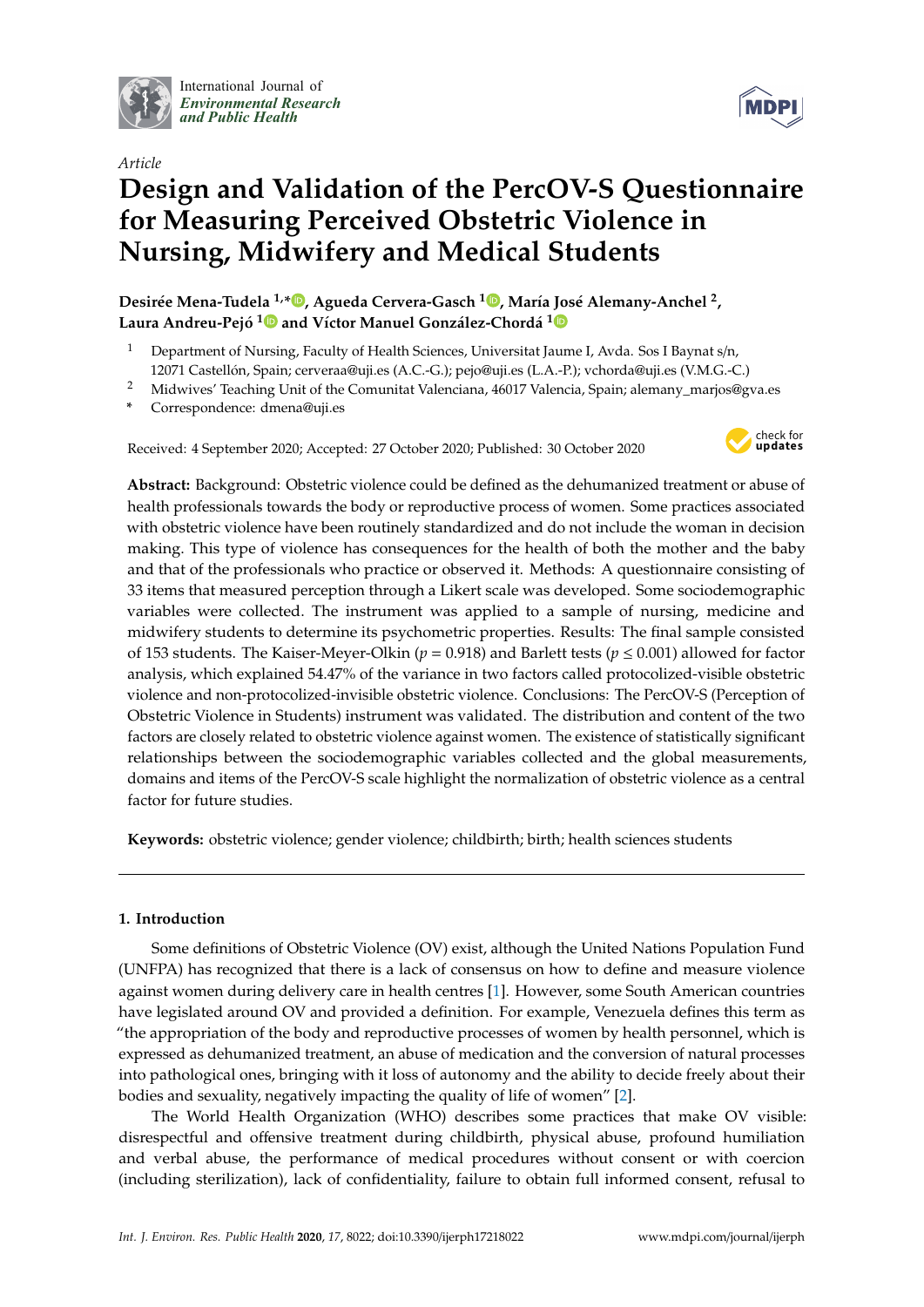International Journal of *Environmental Research and Public Health*

*Article*

# Design and Validation of the PercOV-S Questionnaire for Measuring Perceived Obstetric Violence in Nursing, Midwifery and Medical Students

**Desirée Mena-Tudela [1,*], Agueda Cervera-Gasch [1], María José Alemany-Anchel [2], Laura Andreu-Pejó [1] and Víctor Manuel González-Chordá [1]**

[1] Department of Nursing, Faculty of Health Sciences, Universitat Jaume I, Avda. Sos I Baynat s/n, 12071 Castellón, Spain; cerveraa@uji.es (A.C.-G.); pejo@uji.es (L.A.-P.); vchorda@uji.es (V.M.G.-C.)

[2] Midwives' Teaching Unit of the Comunitat Valenciana, 46017 Valencia, Spain; alemany_marjos@gva.es

[*] Correspondence: dmena@uji.es

Received: 4 September 2020; Accepted: 27 October 2020; Published: 30 October 2020

**Abstract:** Background: Obstetric violence could be defined as the dehumanized treatment or abuse of health professionals towards the body or reproductive process of women. Some practices associated with obstetric violence have been routinely standardized and do not include the woman in decision making. This type of violence has consequences for the health of both the mother and the baby and that of the professionals who practice or observed it. Methods: A questionnaire consisting of 33 items that measured perception through a Likert scale was developed. Some sociodemographic variables were collected. The instrument was applied to a sample of nursing, medicine and midwifery students to determine its psychometric properties. Results: The final sample consisted of 153 students. The Kaiser-Meyer-Olkin ($p = 0.918$) and Barlett tests ($p \leq 0.001$) allowed for factor analysis, which explained 54.47% of the variance in two factors called protocolized-visible obstetric violence and non-protocolized-invisible obstetric violence. Conclusions: The PercOV-S (Perception of Obstetric Violence in Students) instrument was validated. The distribution and content of the two factors are closely related to obstetric violence against women. The existence of statistically significant relationships between the sociodemographic variables collected and the global measurements, domains and items of the PercOV-S scale highlight the normalization of obstetric violence as a central factor for future studies.

**Keywords:** obstetric violence; gender violence; childbirth; birth; health sciences students

## 1. Introduction

Some definitions of Obstetric Violence (OV) exist, although the United Nations Population Fund (UNFPA) has recognized that there is a lack of consensus on how to define and measure violence against women during delivery care in health centres [1]. However, some South American countries have legislated around OV and provided a definition. For example, Venezuela defines this term as "the appropriation of the body and reproductive processes of women by health personnel, which is expressed as dehumanized treatment, an abuse of medication and the conversion of natural processes into pathological ones, bringing with it loss of autonomy and the ability to decide freely about their bodies and sexuality, negatively impacting the quality of life of women" [2].

The World Health Organization (WHO) describes some practices that make OV visible: disrespectful and offensive treatment during childbirth, physical abuse, profound humiliation and verbal abuse, the performance of medical procedures without consent or with coercion (including sterilization), lack of confidentiality, failure to obtain full informed consent, refusal to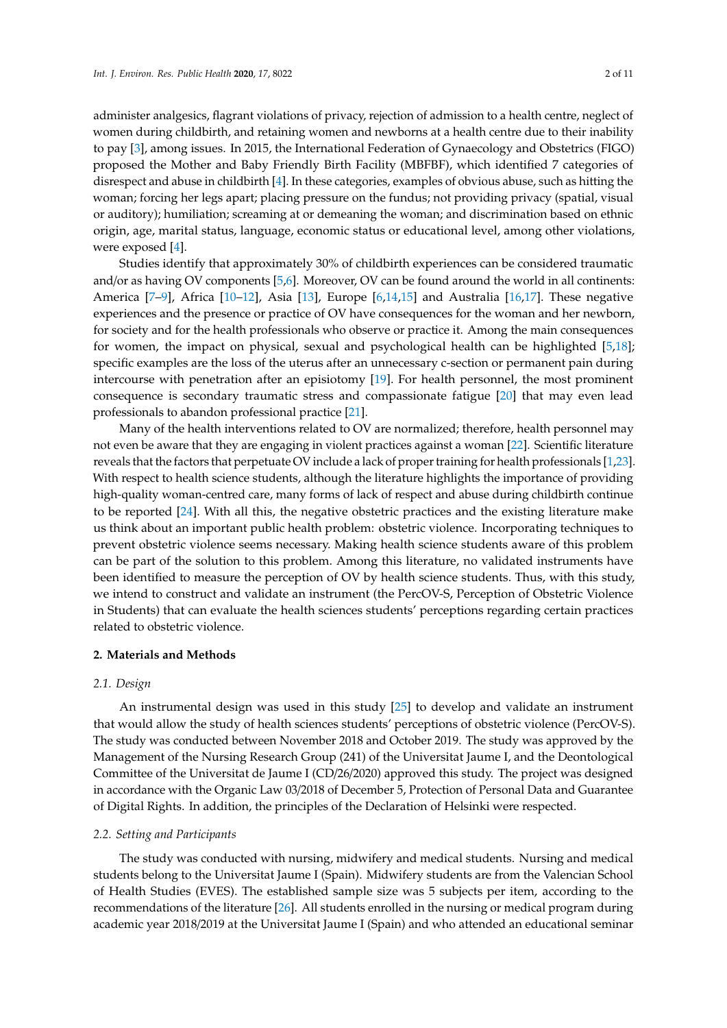administer analgesics, flagrant violations of privacy, rejection of admission to a health centre, neglect of women during childbirth, and retaining women and newborns at a health centre due to their inability to pay [3], among issues. In 2015, the International Federation of Gynaecology and Obstetrics (FIGO) proposed the Mother and Baby Friendly Birth Facility (MBFBF), which identified 7 categories of disrespect and abuse in childbirth [4]. In these categories, examples of obvious abuse, such as hitting the woman; forcing her legs apart; placing pressure on the fundus; not providing privacy (spatial, visual or auditory); humiliation; screaming at or demeaning the woman; and discrimination based on ethnic origin, age, marital status, language, economic status or educational level, among other violations, were exposed [4].

Studies identify that approximately 30% of childbirth experiences can be considered traumatic and/or as having OV components [5,6]. Moreover, OV can be found around the world in all continents: America [7–9], Africa [10–12], Asia [13], Europe [6,14,15] and Australia [16,17]. These negative experiences and the presence or practice of OV have consequences for the woman and her newborn, for society and for the health professionals who observe or practice it. Among the main consequences for women, the impact on physical, sexual and psychological health can be highlighted [5,18]; specific examples are the loss of the uterus after an unnecessary c-section or permanent pain during intercourse with penetration after an episiotomy [19]. For health personnel, the most prominent consequence is secondary traumatic stress and compassionate fatigue [20] that may even lead professionals to abandon professional practice [21].

Many of the health interventions related to OV are normalized; therefore, health personnel may not even be aware that they are engaging in violent practices against a woman [22]. Scientific literature reveals that the factors that perpetuate OV include a lack of proper training for health professionals [1,23]. With respect to health science students, although the literature highlights the importance of providing high-quality woman-centred care, many forms of lack of respect and abuse during childbirth continue to be reported [24]. With all this, the negative obstetric practices and the existing literature make us think about an important public health problem: obstetric violence. Incorporating techniques to prevent obstetric violence seems necessary. Making health science students aware of this problem can be part of the solution to this problem. Among this literature, no validated instruments have been identified to measure the perception of OV by health science students. Thus, with this study, we intend to construct and validate an instrument (the PercOV-S, Perception of Obstetric Violence in Students) that can evaluate the health sciences students' perceptions regarding certain practices related to obstetric violence.

## 2. Materials and Methods

### 2.1. Design

An instrumental design was used in this study [25] to develop and validate an instrument that would allow the study of health sciences students' perceptions of obstetric violence (PercOV-S). The study was conducted between November 2018 and October 2019. The study was approved by the Management of the Nursing Research Group (241) of the Universitat Jaume I, and the Deontological Committee of the Universitat de Jaume I (CD/26/2020) approved this study. The project was designed in accordance with the Organic Law 03/2018 of December 5, Protection of Personal Data and Guarantee of Digital Rights. In addition, the principles of the Declaration of Helsinki were respected.

### 2.2. Setting and Participants

The study was conducted with nursing, midwifery and medical students. Nursing and medical students belong to the Universitat Jaume I (Spain). Midwifery students are from the Valencian School of Health Studies (EVES). The established sample size was 5 subjects per item, according to the recommendations of the literature [26]. All students enrolled in the nursing or medical program during academic year 2018/2019 at the Universitat Jaume I (Spain) and who attended an educational seminar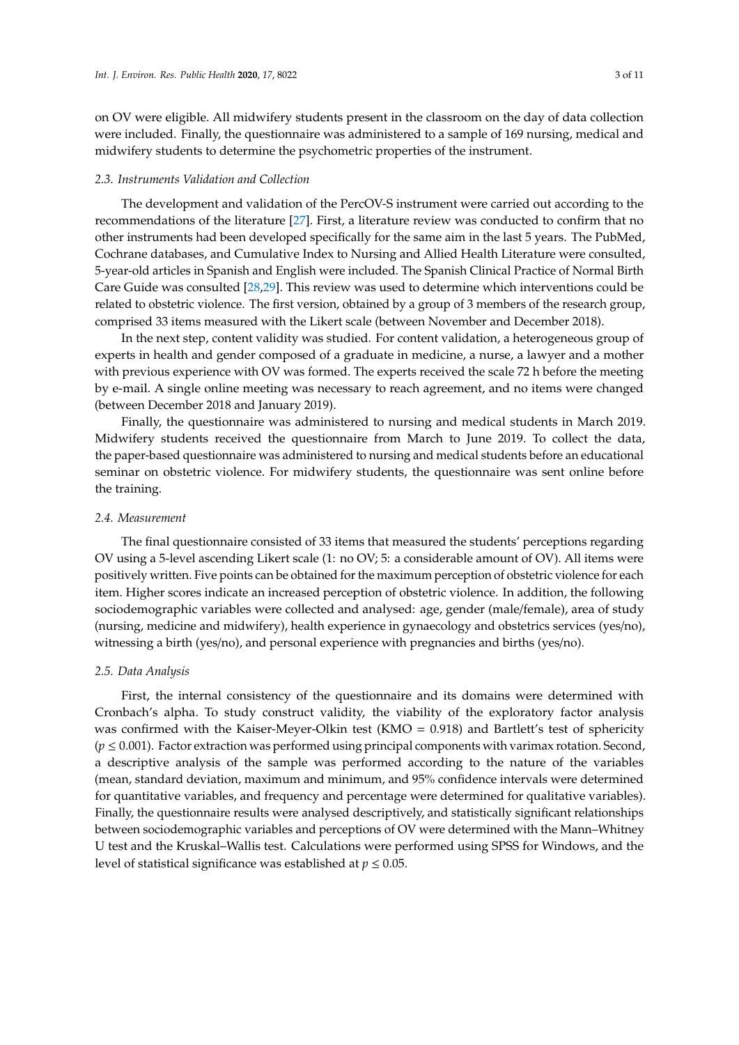on OV were eligible. All midwifery students present in the classroom on the day of data collection were included. Finally, the questionnaire was administered to a sample of 169 nursing, medical and midwifery students to determine the psychometric properties of the instrument.

### *2.3. Instruments Validation and Collection*

The development and validation of the PercOV-S instrument were carried out according to the recommendations of the literature [27]. First, a literature review was conducted to confirm that no other instruments had been developed specifically for the same aim in the last 5 years. The PubMed, Cochrane databases, and Cumulative Index to Nursing and Allied Health Literature were consulted, 5-year-old articles in Spanish and English were included. The Spanish Clinical Practice of Normal Birth Care Guide was consulted [28,29]. This review was used to determine which interventions could be related to obstetric violence. The first version, obtained by a group of 3 members of the research group, comprised 33 items measured with the Likert scale (between November and December 2018).

In the next step, content validity was studied. For content validation, a heterogeneous group of experts in health and gender composed of a graduate in medicine, a nurse, a lawyer and a mother with previous experience with OV was formed. The experts received the scale 72 h before the meeting by e-mail. A single online meeting was necessary to reach agreement, and no items were changed (between December 2018 and January 2019).

Finally, the questionnaire was administered to nursing and medical students in March 2019. Midwifery students received the questionnaire from March to June 2019. To collect the data, the paper-based questionnaire was administered to nursing and medical students before an educational seminar on obstetric violence. For midwifery students, the questionnaire was sent online before the training.

### *2.4. Measurement*

The final questionnaire consisted of 33 items that measured the students' perceptions regarding OV using a 5-level ascending Likert scale (1: no OV; 5: a considerable amount of OV). All items were positively written. Five points can be obtained for the maximum perception of obstetric violence for each item. Higher scores indicate an increased perception of obstetric violence. In addition, the following sociodemographic variables were collected and analysed: age, gender (male/female), area of study (nursing, medicine and midwifery), health experience in gynaecology and obstetrics services (yes/no), witnessing a birth (yes/no), and personal experience with pregnancies and births (yes/no).

### *2.5. Data Analysis*

First, the internal consistency of the questionnaire and its domains were determined with Cronbach's alpha. To study construct validity, the viability of the exploratory factor analysis was confirmed with the Kaiser-Meyer-Olkin test (KMO = 0.918) and Bartlett's test of sphericity ($p \leq 0.001$). Factor extraction was performed using principal components with varimax rotation. Second, a descriptive analysis of the sample was performed according to the nature of the variables (mean, standard deviation, maximum and minimum, and 95% confidence intervals were determined for quantitative variables, and frequency and percentage were determined for qualitative variables). Finally, the questionnaire results were analysed descriptively, and statistically significant relationships between sociodemographic variables and perceptions of OV were determined with the Mann–Whitney U test and the Kruskal–Wallis test. Calculations were performed using SPSS for Windows, and the level of statistical significance was established at $p \leq 0.05$.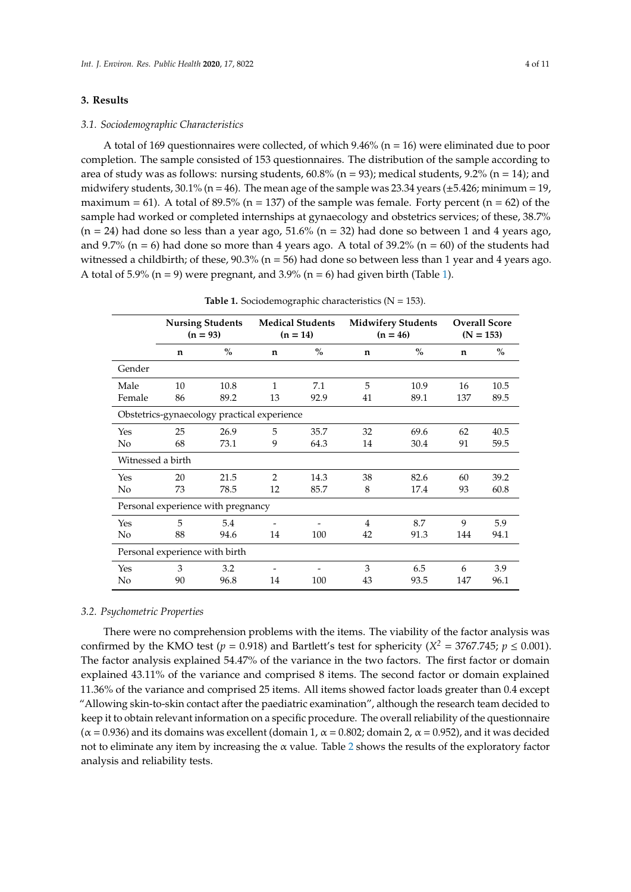## 3. Results

### 3.1. Sociodemographic Characteristics

A total of 169 questionnaires were collected, of which 9.46% (n = 16) were eliminated due to poor completion. The sample consisted of 153 questionnaires. The distribution of the sample according to area of study was as follows: nursing students, 60.8% (n = 93); medical students, 9.2% (n = 14); and midwifery students, 30.1% (n = 46). The mean age of the sample was 23.34 years (±5.426; minimum = 19, maximum = 61). A total of 89.5% (n = 137) of the sample was female. Forty percent (n = 62) of the sample had worked or completed internships at gynaecology and obstetrics services; of these, 38.7% (n = 24) had done so less than a year ago, 51.6% (n = 32) had done so between 1 and 4 years ago, and 9.7% (n = 6) had done so more than 4 years ago. A total of 39.2% (n = 60) of the students had witnessed a childbirth; of these, 90.3% (n = 56) had done so between less than 1 year and 4 years ago. A total of 5.9% (n = 9) were pregnant, and 3.9% (n = 6) had given birth (Table 1).

**Table 1.** Sociodemographic characteristics (N = 153).

| | Nursing Students (n = 93) | | Medical Students (n = 14) | | Midwifery Students (n = 46) | | Overall Score (N = 153) | |
|---|---|---|---|---|---|---|---|---|
| | n | % | n | % | n | % | n | % |
| Gender | | | | | | | | |
| Male | 10 | 10.8 | 1 | 7.1 | 5 | 10.9 | 16 | 10.5 |
| Female | 86 | 89.2 | 13 | 92.9 | 41 | 89.1 | 137 | 89.5 |
| Obstetrics-gynaecology practical experience | | | | | | | | |
| Yes | 25 | 26.9 | 5 | 35.7 | 32 | 69.6 | 62 | 40.5 |
| No | 68 | 73.1 | 9 | 64.3 | 14 | 30.4 | 91 | 59.5 |
| Witnessed a birth | | | | | | | | |
| Yes | 20 | 21.5 | 2 | 14.3 | 38 | 82.6 | 60 | 39.2 |
| No | 73 | 78.5 | 12 | 85.7 | 8 | 17.4 | 93 | 60.8 |
| Personal experience with pregnancy | | | | | | | | |
| Yes | 5 | 5.4 | - | - | 4 | 8.7 | 9 | 5.9 |
| No | 88 | 94.6 | 14 | 100 | 42 | 91.3 | 144 | 94.1 |
| Personal experience with birth | | | | | | | | |
| Yes | 3 | 3.2 | - | - | 3 | 6.5 | 6 | 3.9 |
| No | 90 | 96.8 | 14 | 100 | 43 | 93.5 | 147 | 96.1 |

### 3.2. Psychometric Properties

There were no comprehension problems with the items. The viability of the factor analysis was confirmed by the KMO test ($p = 0.918$) and Bartlett's test for sphericity ($X^2 = 3767.745$; $p \leq 0.001$). The factor analysis explained 54.47% of the variance in the two factors. The first factor or domain explained 43.11% of the variance and comprised 8 items. The second factor or domain explained 11.36% of the variance and comprised 25 items. All items showed factor loads greater than 0.4 except "Allowing skin-to-skin contact after the paediatric examination", although the research team decided to keep it to obtain relevant information on a specific procedure. The overall reliability of the questionnaire ($\alpha = 0.936$) and its domains was excellent (domain 1, $\alpha = 0.802$; domain 2, $\alpha = 0.952$), and it was decided not to eliminate any item by increasing the $\alpha$ value. Table 2 shows the results of the exploratory factor analysis and reliability tests.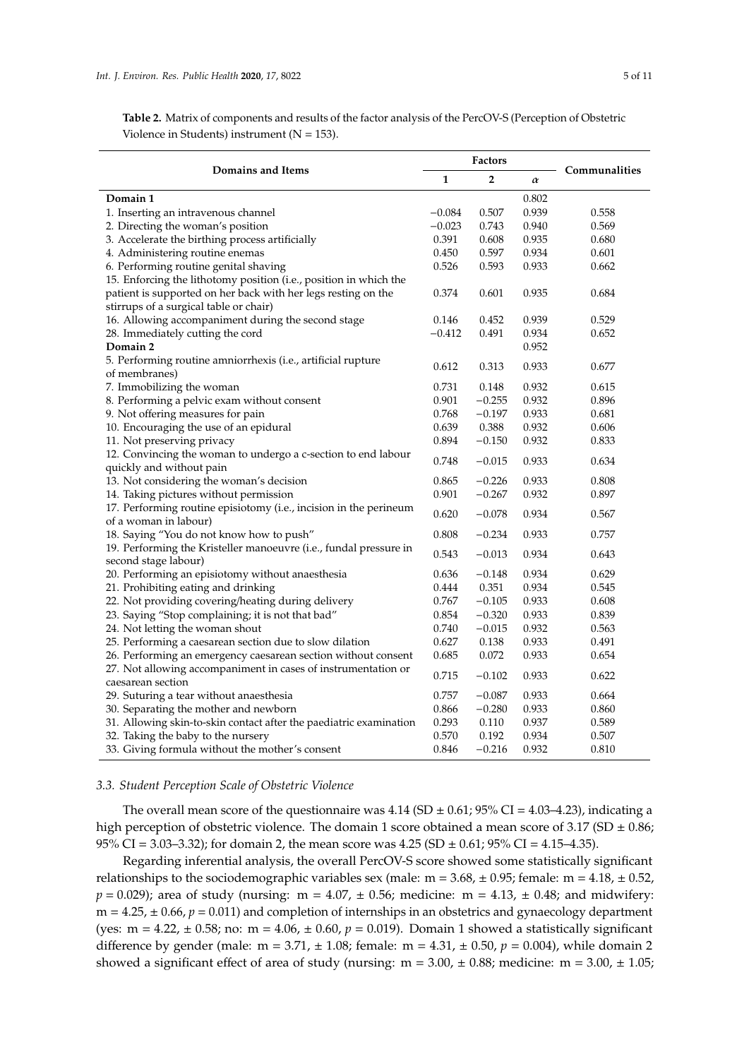**Table 2.** Matrix of components and results of the factor analysis of the PercOV-S (Perception of Obstetric Violence in Students) instrument (N = 153).

| Domains and Items | Factors | | | Communalities |
|---|---|---|---|---|
| | 1 | 2 | α | |
| **Domain 1** | | | 0.802 | |
| 1. Inserting an intravenous channel | −0.084 | 0.507 | 0.939 | 0.558 |
| 2. Directing the woman's position | −0.023 | 0.743 | 0.940 | 0.569 |
| 3. Accelerate the birthing process artificially | 0.391 | 0.608 | 0.935 | 0.680 |
| 4. Administering routine enemas | 0.450 | 0.597 | 0.934 | 0.601 |
| 6. Performing routine genital shaving | 0.526 | 0.593 | 0.933 | 0.662 |
| 15. Enforcing the lithotomy position (i.e., position in which the patient is supported on her back with her legs resting on the stirrups of a surgical table or chair) | 0.374 | 0.601 | 0.935 | 0.684 |
| 16. Allowing accompaniment during the second stage | 0.146 | 0.452 | 0.939 | 0.529 |
| 28. Immediately cutting the cord | −0.412 | 0.491 | 0.934 | 0.652 |
| **Domain 2** | | | 0.952 | |
| 5. Performing routine amniorrhexis (i.e., artificial rupture of membranes) | 0.612 | 0.313 | 0.933 | 0.677 |
| 7. Immobilizing the woman | 0.731 | 0.148 | 0.932 | 0.615 |
| 8. Performing a pelvic exam without consent | 0.901 | −0.255 | 0.932 | 0.896 |
| 9. Not offering measures for pain | 0.768 | −0.197 | 0.933 | 0.681 |
| 10. Encouraging the use of an epidural | 0.639 | 0.388 | 0.932 | 0.606 |
| 11. Not preserving privacy | 0.894 | −0.150 | 0.932 | 0.833 |
| 12. Convincing the woman to undergo a c-section to end labour quickly and without pain | 0.748 | −0.015 | 0.933 | 0.634 |
| 13. Not considering the woman's decision | 0.865 | −0.226 | 0.933 | 0.808 |
| 14. Taking pictures without permission | 0.901 | −0.267 | 0.932 | 0.897 |
| 17. Performing routine episiotomy (i.e., incision in the perineum of a woman in labour) | 0.620 | −0.078 | 0.934 | 0.567 |
| 18. Saying "You do not know how to push" | 0.808 | −0.234 | 0.933 | 0.757 |
| 19. Performing the Kristeller manoeuvre (i.e., fundal pressure in second stage labour) | 0.543 | −0.013 | 0.934 | 0.643 |
| 20. Performing an episiotomy without anaesthesia | 0.636 | −0.148 | 0.934 | 0.629 |
| 21. Prohibiting eating and drinking | 0.444 | 0.351 | 0.934 | 0.545 |
| 22. Not providing covering/heating during delivery | 0.767 | −0.105 | 0.933 | 0.608 |
| 23. Saying "Stop complaining; it is not that bad" | 0.854 | −0.320 | 0.933 | 0.839 |
| 24. Not letting the woman shout | 0.740 | −0.015 | 0.932 | 0.563 |
| 25. Performing a caesarean section due to slow dilation | 0.627 | 0.138 | 0.933 | 0.491 |
| 26. Performing an emergency caesarean section without consent | 0.685 | 0.072 | 0.933 | 0.654 |
| 27. Not allowing accompaniment in cases of instrumentation or caesarean section | 0.715 | −0.102 | 0.933 | 0.622 |
| 29. Suturing a tear without anaesthesia | 0.757 | −0.087 | 0.933 | 0.664 |
| 30. Separating the mother and newborn | 0.866 | −0.280 | 0.933 | 0.860 |
| 31. Allowing skin-to-skin contact after the paediatric examination | 0.293 | 0.110 | 0.937 | 0.589 |
| 32. Taking the baby to the nursery | 0.570 | 0.192 | 0.934 | 0.507 |
| 33. Giving formula without the mother's consent | 0.846 | −0.216 | 0.932 | 0.810 |

### 3.3. Student Perception Scale of Obstetric Violence

The overall mean score of the questionnaire was 4.14 (SD ± 0.61; 95% CI = 4.03–4.23), indicating a high perception of obstetric violence. The domain 1 score obtained a mean score of 3.17 (SD ± 0.86; 95% CI = 3.03–3.32); for domain 2, the mean score was 4.25 (SD ± 0.61; 95% CI = 4.15–4.35).

Regarding inferential analysis, the overall PercOV-S score showed some statistically significant relationships to the sociodemographic variables sex (male: m = 3.68, ± 0.95; female: m = 4.18, ± 0.52, $p = 0.029$); area of study (nursing: m = 4.07, ± 0.56; medicine: m = 4.13, ± 0.48; and midwifery: m = 4.25, ± 0.66, $p = 0.011$) and completion of internships in an obstetrics and gynaecology department (yes: m = 4.22, ± 0.58; no: m = 4.06, ± 0.60, $p = 0.019$). Domain 1 showed a statistically significant difference by gender (male: m = 3.71, ± 1.08; female: m = 4.31, ± 0.50, $p = 0.004$), while domain 2 showed a significant effect of area of study (nursing: m = 3.00, ± 0.88; medicine: m = 3.00, ± 1.05;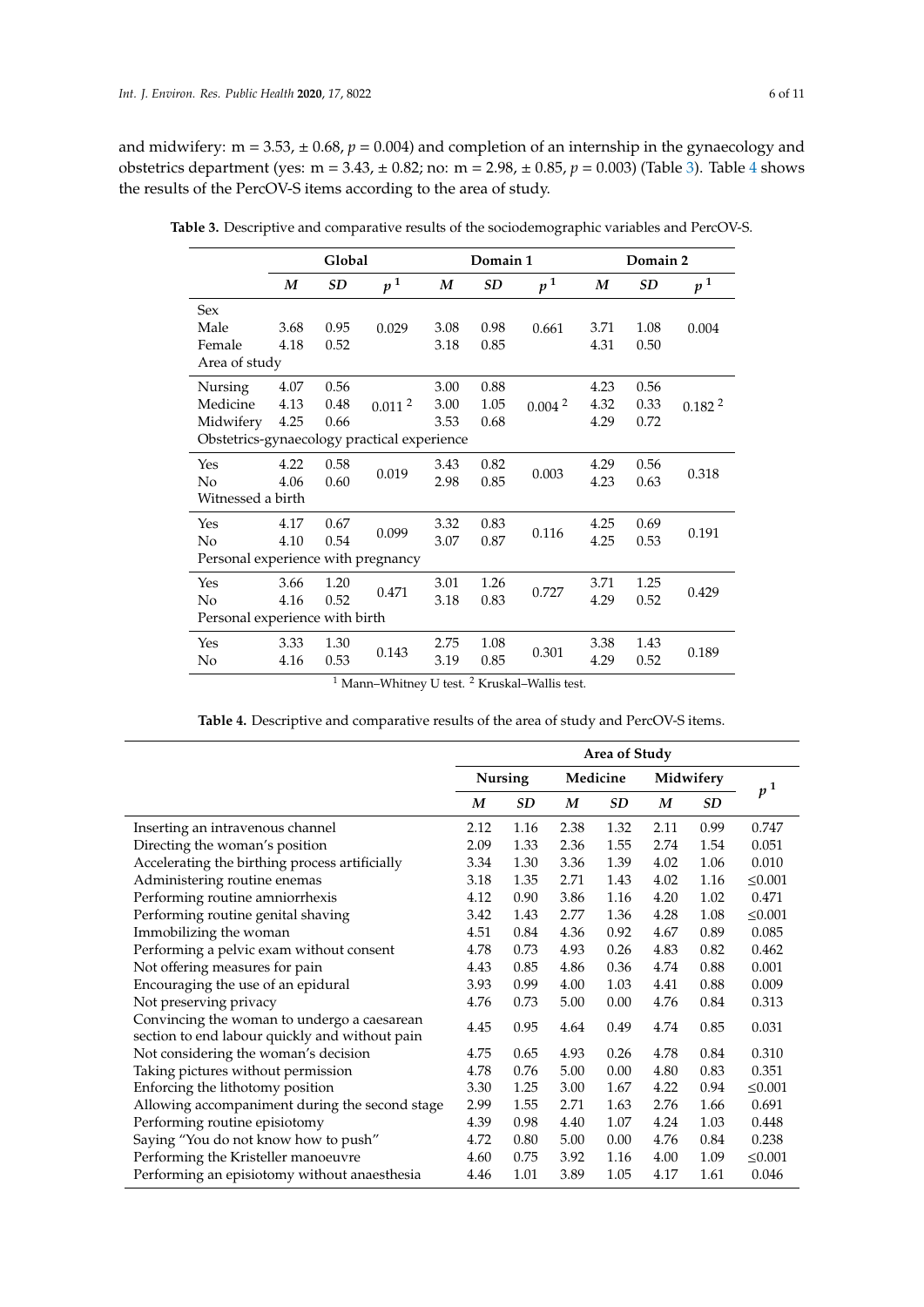and midwifery: m = 3.53, ± 0.68, $p = 0.004$) and completion of an internship in the gynaecology and obstetrics department (yes: m = 3.43, ± 0.82; no: m = 2.98, ± 0.85, $p = 0.003$) (Table 3). Table 4 shows the results of the PercOV-S items according to the area of study.

**Table 3.** Descriptive and comparative results of the sociodemographic variables and PercOV-S.

| | Global | | | Domain 1 | | | Domain 2 | | |
|---|---|---|---|---|---|---|---|---|---|
| | *M* | *SD* | *p* [1] | *M* | *SD* | *p* [1] | *M* | *SD* | *p* [1] |
| **Sex** | | | | | | | | | |
| Male | 3.68 | 0.95 | 0.029 | 3.08 | 0.98 | 0.661 | 3.71 | 1.08 | 0.004 |
| Female | 4.18 | 0.52 | | 3.18 | 0.85 | | 4.31 | 0.50 | |
| **Area of study** | | | | | | | | | |
| Nursing | 4.07 | 0.56 | 0.011 [2] | 3.00 | 0.88 | 0.004 [2] | 4.23 | 0.56 | 0.182 [2] |
| Medicine | 4.13 | 0.48 | | 3.00 | 1.05 | | 4.32 | 0.33 | |
| Midwifery | 4.25 | 0.66 | | 3.53 | 0.68 | | 4.29 | 0.72 | |
| **Obstetrics-gynaecology practical experience** | | | | | | | | | |
| Yes | 4.22 | 0.58 | 0.019 | 3.43 | 0.82 | 0.003 | 4.29 | 0.56 | 0.318 |
| No | 4.06 | 0.60 | | 2.98 | 0.85 | | 4.23 | 0.63 | |
| **Witnessed a birth** | | | | | | | | | |
| Yes | 4.17 | 0.67 | 0.099 | 3.32 | 0.83 | 0.116 | 4.25 | 0.69 | 0.191 |
| No | 4.10 | 0.54 | | 3.07 | 0.87 | | 4.25 | 0.53 | |
| **Personal experience with pregnancy** | | | | | | | | | |
| Yes | 3.66 | 1.20 | 0.471 | 3.01 | 1.26 | 0.727 | 3.71 | 1.25 | 0.429 |
| No | 4.16 | 0.52 | | 3.18 | 0.83 | | 4.29 | 0.52 | |
| **Personal experience with birth** | | | | | | | | | |
| Yes | 3.33 | 1.30 | 0.143 | 2.75 | 1.08 | 0.301 | 3.38 | 1.43 | 0.189 |
| No | 4.16 | 0.53 | | 3.19 | 0.85 | | 4.29 | 0.52 | |

[1] Mann–Whitney U test. [2] Kruskal–Wallis test.

**Table 4.** Descriptive and comparative results of the area of study and PercOV-S items.

| | Area of Study | | | | | | |
|---|---|---|---|---|---|---|---|
| | Nursing | | Medicine | | Midwifery | | *p* [1] |
| | *M* | *SD* | *M* | *SD* | *M* | *SD* | |
| Inserting an intravenous channel | 2.12 | 1.16 | 2.38 | 1.32 | 2.11 | 0.99 | 0.747 |
| Directing the woman's position | 2.09 | 1.33 | 2.36 | 1.55 | 2.74 | 1.54 | 0.051 |
| Accelerating the birthing process artificially | 3.34 | 1.30 | 3.36 | 1.39 | 4.02 | 1.06 | 0.010 |
| Administering routine enemas | 3.18 | 1.35 | 2.71 | 1.43 | 4.02 | 1.16 | ≤0.001 |
| Performing routine amniorrhexis | 4.12 | 0.90 | 3.86 | 1.16 | 4.20 | 1.02 | 0.471 |
| Performing routine genital shaving | 3.42 | 1.43 | 2.77 | 1.36 | 4.28 | 1.08 | ≤0.001 |
| Immobilizing the woman | 4.51 | 0.84 | 4.36 | 0.92 | 4.67 | 0.89 | 0.085 |
| Performing a pelvic exam without consent | 4.78 | 0.73 | 4.93 | 0.26 | 4.83 | 0.82 | 0.462 |
| Not offering measures for pain | 4.43 | 0.85 | 4.86 | 0.36 | 4.74 | 0.88 | 0.001 |
| Encouraging the use of an epidural | 3.93 | 0.99 | 4.00 | 1.03 | 4.41 | 0.88 | 0.009 |
| Not preserving privacy | 4.76 | 0.73 | 5.00 | 0.00 | 4.76 | 0.84 | 0.313 |
| Convincing the woman to undergo a caesarean section to end labour quickly and without pain | 4.45 | 0.95 | 4.64 | 0.49 | 4.74 | 0.85 | 0.031 |
| Not considering the woman's decision | 4.75 | 0.65 | 4.93 | 0.26 | 4.78 | 0.84 | 0.310 |
| Taking pictures without permission | 4.78 | 0.76 | 5.00 | 0.00 | 4.80 | 0.83 | 0.351 |
| Enforcing the lithotomy position | 3.30 | 1.25 | 3.00 | 1.67 | 4.22 | 0.94 | ≤0.001 |
| Allowing accompaniment during the second stage | 2.99 | 1.55 | 2.71 | 1.63 | 2.76 | 1.66 | 0.691 |
| Performing routine episiotomy | 4.39 | 0.98 | 4.40 | 1.07 | 4.24 | 1.03 | 0.448 |
| Saying "You do not know how to push" | 4.72 | 0.80 | 5.00 | 0.00 | 4.76 | 0.84 | 0.238 |
| Performing the Kristeller manoeuvre | 4.60 | 0.75 | 3.92 | 1.16 | 4.00 | 1.09 | ≤0.001 |
| Performing an episiotomy without anaesthesia | 4.46 | 1.01 | 3.89 | 1.05 | 4.17 | 1.61 | 0.046 |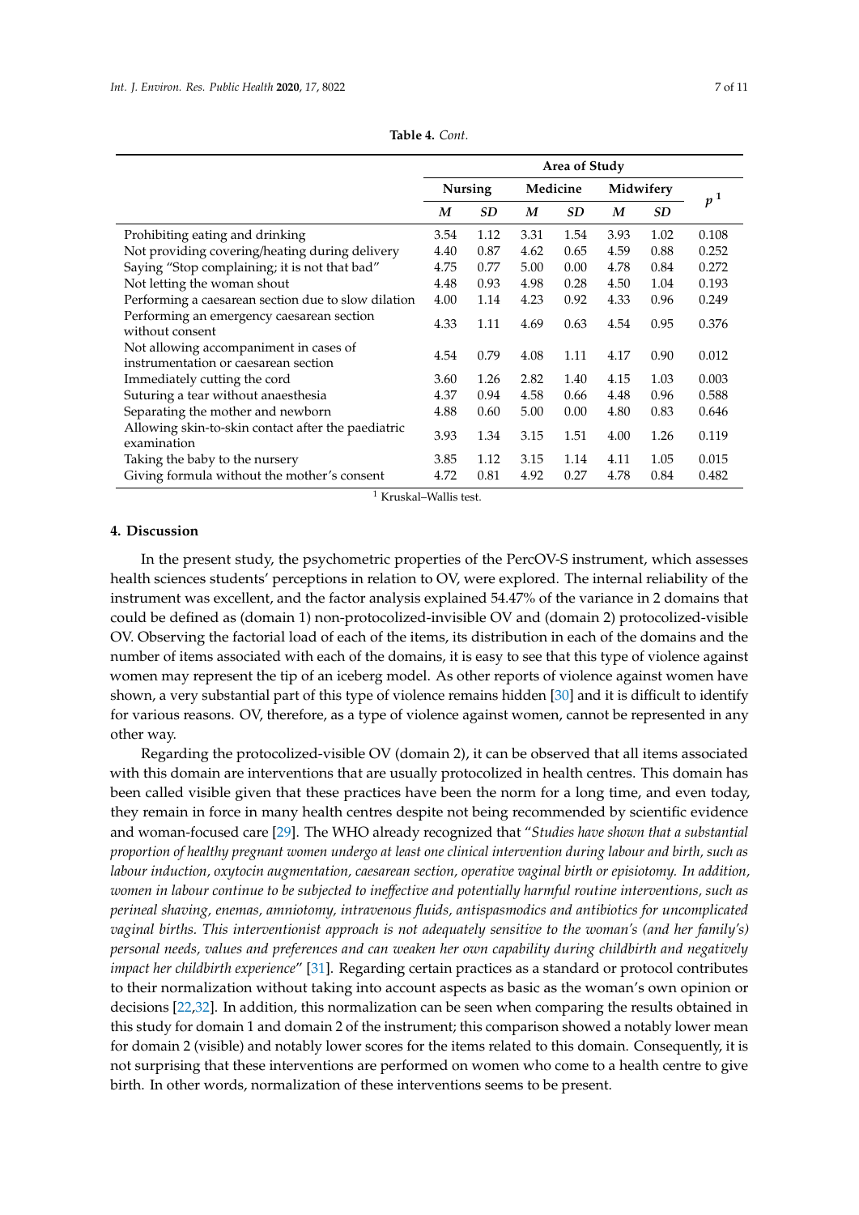**Table 4.** *Cont.*

| | Area of Study | | | | | | |
|---|---|---|---|---|---|---|---|
| | Nursing | | Medicine | | Midwifery | | $p$ [1] |
| | *M* | *SD* | *M* | *SD* | *M* | *SD* | |
| Prohibiting eating and drinking | 3.54 | 1.12 | 3.31 | 1.54 | 3.93 | 1.02 | 0.108 |
| Not providing covering/heating during delivery | 4.40 | 0.87 | 4.62 | 0.65 | 4.59 | 0.88 | 0.252 |
| Saying "Stop complaining; it is not that bad" | 4.75 | 0.77 | 5.00 | 0.00 | 4.78 | 0.84 | 0.272 |
| Not letting the woman shout | 4.48 | 0.93 | 4.98 | 0.28 | 4.50 | 1.04 | 0.193 |
| Performing a caesarean section due to slow dilation | 4.00 | 1.14 | 4.23 | 0.92 | 4.33 | 0.96 | 0.249 |
| Performing an emergency caesarean section without consent | 4.33 | 1.11 | 4.69 | 0.63 | 4.54 | 0.95 | 0.376 |
| Not allowing accompaniment in cases of instrumentation or caesarean section | 4.54 | 0.79 | 4.08 | 1.11 | 4.17 | 0.90 | 0.012 |
| Immediately cutting the cord | 3.60 | 1.26 | 2.82 | 1.40 | 4.15 | 1.03 | 0.003 |
| Suturing a tear without anaesthesia | 4.37 | 0.94 | 4.58 | 0.66 | 4.48 | 0.96 | 0.588 |
| Separating the mother and newborn | 4.88 | 0.60 | 5.00 | 0.00 | 4.80 | 0.83 | 0.646 |
| Allowing skin-to-skin contact after the paediatric examination | 3.93 | 1.34 | 3.15 | 1.51 | 4.00 | 1.26 | 0.119 |
| Taking the baby to the nursery | 3.85 | 1.12 | 3.15 | 1.14 | 4.11 | 1.05 | 0.015 |
| Giving formula without the mother's consent | 4.72 | 0.81 | 4.92 | 0.27 | 4.78 | 0.84 | 0.482 |

[1] Kruskal–Wallis test.

## 4. Discussion

In the present study, the psychometric properties of the PercOV-S instrument, which assesses health sciences students' perceptions in relation to OV, were explored. The internal reliability of the instrument was excellent, and the factor analysis explained 54.47% of the variance in 2 domains that could be defined as (domain 1) non-protocolized-invisible OV and (domain 2) protocolized-visible OV. Observing the factorial load of each of the items, its distribution in each of the domains and the number of items associated with each of the domains, it is easy to see that this type of violence against women may represent the tip of an iceberg model. As other reports of violence against women have shown, a very substantial part of this type of violence remains hidden [30] and it is difficult to identify for various reasons. OV, therefore, as a type of violence against women, cannot be represented in any other way.

Regarding the protocolized-visible OV (domain 2), it can be observed that all items associated with this domain are interventions that are usually protocolized in health centres. This domain has been called visible given that these practices have been the norm for a long time, and even today, they remain in force in many health centres despite not being recommended by scientific evidence and woman-focused care [29]. The WHO already recognized that "*Studies have shown that a substantial proportion of healthy pregnant women undergo at least one clinical intervention during labour and birth, such as labour induction, oxytocin augmentation, caesarean section, operative vaginal birth or episiotomy. In addition, women in labour continue to be subjected to ineffective and potentially harmful routine interventions, such as perineal shaving, enemas, amniotomy, intravenous fluids, antispasmodics and antibiotics for uncomplicated vaginal births. This interventionist approach is not adequately sensitive to the woman's (and her family's) personal needs, values and preferences and can weaken her own capability during childbirth and negatively impact her childbirth experience*" [31]. Regarding certain practices as a standard or protocol contributes to their normalization without taking into account aspects as basic as the woman's own opinion or decisions [22,32]. In addition, this normalization can be seen when comparing the results obtained in this study for domain 1 and domain 2 of the instrument; this comparison showed a notably lower mean for domain 2 (visible) and notably lower scores for the items related to this domain. Consequently, it is not surprising that these interventions are performed on women who come to a health centre to give birth. In other words, normalization of these interventions seems to be present.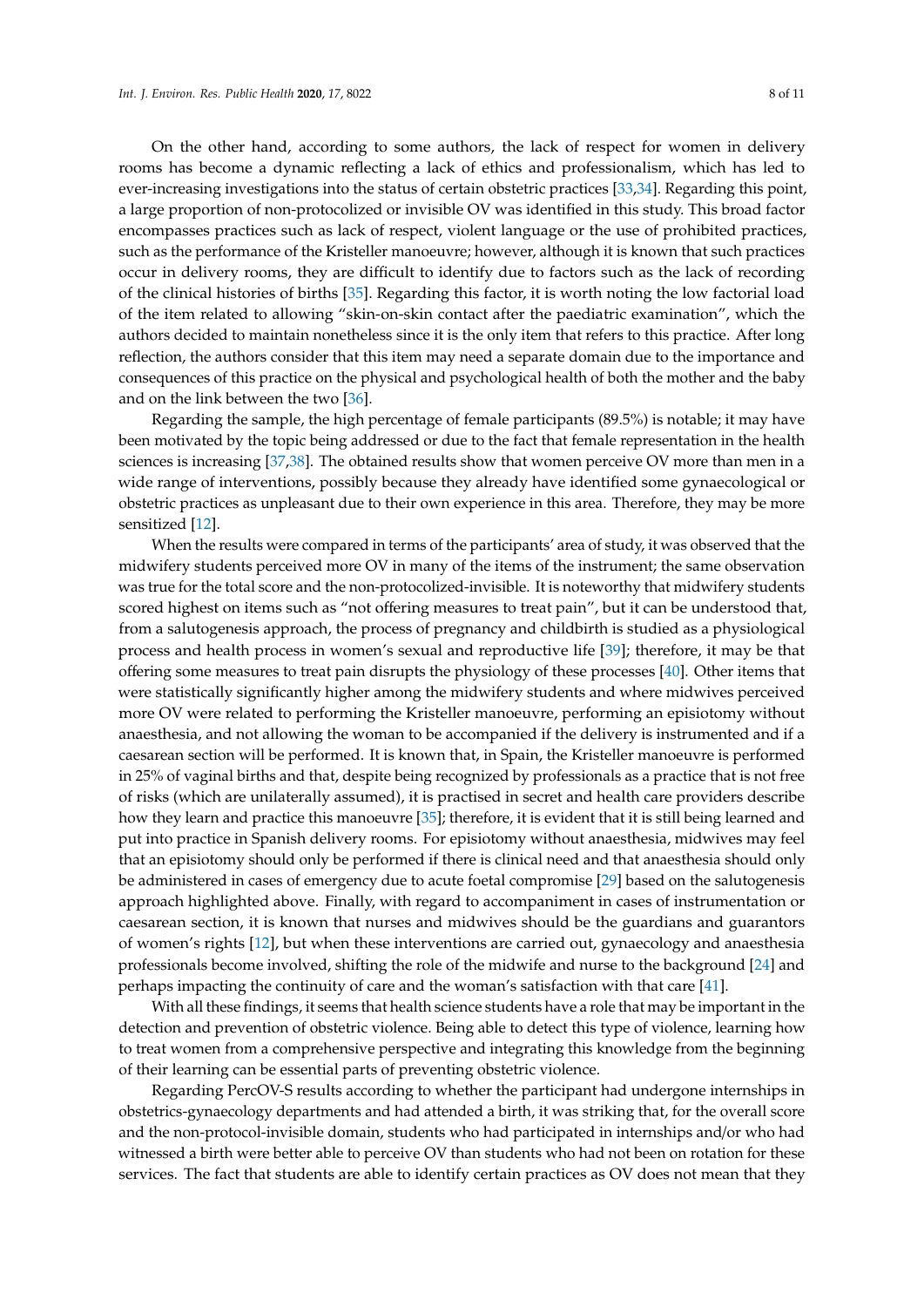On the other hand, according to some authors, the lack of respect for women in delivery rooms has become a dynamic reflecting a lack of ethics and professionalism, which has led to ever-increasing investigations into the status of certain obstetric practices [33,34]. Regarding this point, a large proportion of non-protocolized or invisible OV was identified in this study. This broad factor encompasses practices such as lack of respect, violent language or the use of prohibited practices, such as the performance of the Kristeller manoeuvre; however, although it is known that such practices occur in delivery rooms, they are difficult to identify due to factors such as the lack of recording of the clinical histories of births [35]. Regarding this factor, it is worth noting the low factorial load of the item related to allowing "skin-on-skin contact after the paediatric examination", which the authors decided to maintain nonetheless since it is the only item that refers to this practice. After long reflection, the authors consider that this item may need a separate domain due to the importance and consequences of this practice on the physical and psychological health of both the mother and the baby and on the link between the two [36].

Regarding the sample, the high percentage of female participants (89.5%) is notable; it may have been motivated by the topic being addressed or due to the fact that female representation in the health sciences is increasing [37,38]. The obtained results show that women perceive OV more than men in a wide range of interventions, possibly because they already have identified some gynaecological or obstetric practices as unpleasant due to their own experience in this area. Therefore, they may be more sensitized [12].

When the results were compared in terms of the participants' area of study, it was observed that the midwifery students perceived more OV in many of the items of the instrument; the same observation was true for the total score and the non-protocolized-invisible. It is noteworthy that midwifery students scored highest on items such as "not offering measures to treat pain", but it can be understood that, from a salutogenesis approach, the process of pregnancy and childbirth is studied as a physiological process and health process in women's sexual and reproductive life [39]; therefore, it may be that offering some measures to treat pain disrupts the physiology of these processes [40]. Other items that were statistically significantly higher among the midwifery students and where midwives perceived more OV were related to performing the Kristeller manoeuvre, performing an episiotomy without anaesthesia, and not allowing the woman to be accompanied if the delivery is instrumented and if a caesarean section will be performed. It is known that, in Spain, the Kristeller manoeuvre is performed in 25% of vaginal births and that, despite being recognized by professionals as a practice that is not free of risks (which are unilaterally assumed), it is practised in secret and health care providers describe how they learn and practice this manoeuvre [35]; therefore, it is evident that it is still being learned and put into practice in Spanish delivery rooms. For episiotomy without anaesthesia, midwives may feel that an episiotomy should only be performed if there is clinical need and that anaesthesia should only be administered in cases of emergency due to acute foetal compromise [29] based on the salutogenesis approach highlighted above. Finally, with regard to accompaniment in cases of instrumentation or caesarean section, it is known that nurses and midwives should be the guardians and guarantors of women's rights [12], but when these interventions are carried out, gynaecology and anaesthesia professionals become involved, shifting the role of the midwife and nurse to the background [24] and perhaps impacting the continuity of care and the woman's satisfaction with that care [41].

With all these findings, it seems that health science students have a role that may be important in the detection and prevention of obstetric violence. Being able to detect this type of violence, learning how to treat women from a comprehensive perspective and integrating this knowledge from the beginning of their learning can be essential parts of preventing obstetric violence.

Regarding PercOV-S results according to whether the participant had undergone internships in obstetrics-gynaecology departments and had attended a birth, it was striking that, for the overall score and the non-protocol-invisible domain, students who had participated in internships and/or who had witnessed a birth were better able to perceive OV than students who had not been on rotation for these services. The fact that students are able to identify certain practices as OV does not mean that they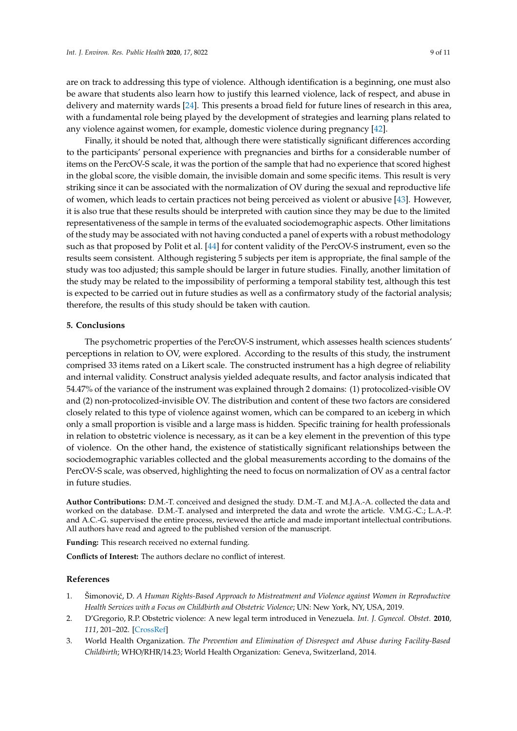are on track to addressing this type of violence. Although identification is a beginning, one must also be aware that students also learn how to justify this learned violence, lack of respect, and abuse in delivery and maternity wards [24]. This presents a broad field for future lines of research in this area, with a fundamental role being played by the development of strategies and learning plans related to any violence against women, for example, domestic violence during pregnancy [42].

Finally, it should be noted that, although there were statistically significant differences according to the participants' personal experience with pregnancies and births for a considerable number of items on the PercOV-S scale, it was the portion of the sample that had no experience that scored highest in the global score, the visible domain, the invisible domain and some specific items. This result is very striking since it can be associated with the normalization of OV during the sexual and reproductive life of women, which leads to certain practices not being perceived as violent or abusive [43]. However, it is also true that these results should be interpreted with caution since they may be due to the limited representativeness of the sample in terms of the evaluated sociodemographic aspects. Other limitations of the study may be associated with not having conducted a panel of experts with a robust methodology such as that proposed by Polit et al. [44] for content validity of the PercOV-S instrument, even so the results seem consistent. Although registering 5 subjects per item is appropriate, the final sample of the study was too adjusted; this sample should be larger in future studies. Finally, another limitation of the study may be related to the impossibility of performing a temporal stability test, although this test is expected to be carried out in future studies as well as a confirmatory study of the factorial analysis; therefore, the results of this study should be taken with caution.

## 5. Conclusions

The psychometric properties of the PercOV-S instrument, which assesses health sciences students' perceptions in relation to OV, were explored. According to the results of this study, the instrument comprised 33 items rated on a Likert scale. The constructed instrument has a high degree of reliability and internal validity. Construct analysis yielded adequate results, and factor analysis indicated that 54.47% of the variance of the instrument was explained through 2 domains: (1) protocolized-visible OV and (2) non-protocolized-invisible OV. The distribution and content of these two factors are considered closely related to this type of violence against women, which can be compared to an iceberg in which only a small proportion is visible and a large mass is hidden. Specific training for health professionals in relation to obstetric violence is necessary, as it can be a key element in the prevention of this type of violence. On the other hand, the existence of statistically significant relationships between the sociodemographic variables collected and the global measurements according to the domains of the PercOV-S scale, was observed, highlighting the need to focus on normalization of OV as a central factor in future studies.

**Author Contributions:** D.M.-T. conceived and designed the study. D.M.-T. and M.J.A.-A. collected the data and worked on the database. D.M.-T. analysed and interpreted the data and wrote the article. V.M.G.-C.; L.A.-P. and A.C.-G. supervised the entire process, reviewed the article and made important intellectual contributions. All authors have read and agreed to the published version of the manuscript.

**Funding:** This research received no external funding.

**Conflicts of Interest:** The authors declare no conflict of interest.

## References

1. Šimonović, D. *A Human Rights-Based Approach to Mistreatment and Violence against Women in Reproductive Health Services with a Focus on Childbirth and Obstetric Violence*; UN: New York, NY, USA, 2019.
2. D'Gregorio, R.P. Obstetric violence: A new legal term introduced in Venezuela. *Int. J. Gynecol. Obstet.* **2010**, *111*, 201–202. [CrossRef]
3. World Health Organization. *The Prevention and Elimination of Disrespect and Abuse during Facility-Based Childbirth*; WHO/RHR/14.23; World Health Organization: Geneva, Switzerland, 2014.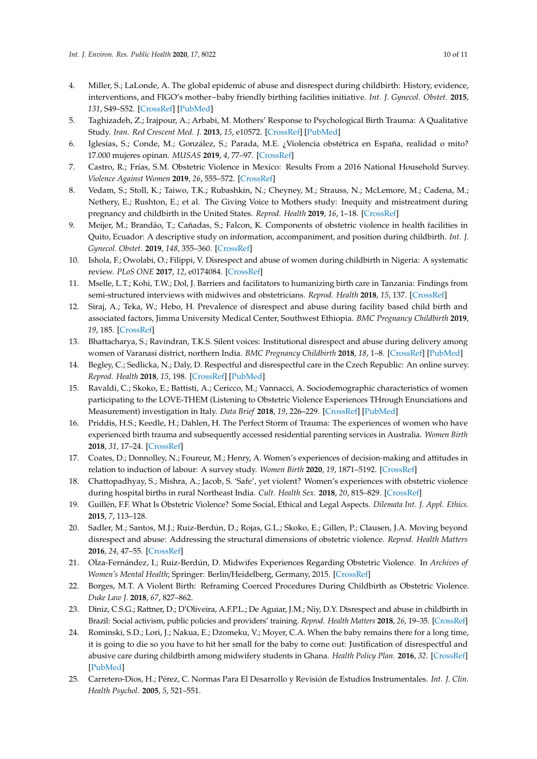4. Miller, S.; LaLonde, A. The global epidemic of abuse and disrespect during childbirth: History, evidence, interventions, and FIGO's mother−baby friendly birthing facilities initiative. *Int. J. Gynecol. Obstet.* **2015**, *131*, S49–S52. [CrossRef] [PubMed]
5. Taghizadeh, Z.; Irajpour, A.; Arbabi, M. Mothers' Response to Psychological Birth Trauma: A Qualitative Study. *Iran. Red Crescent Med. J.* **2013**, *15*, e10572. [CrossRef] [PubMed]
6. Iglesias, S.; Conde, M.; González, S.; Parada, M.E. ¿Violencia obstétrica en España, realidad o mito? 17.000 mujeres opinan. *MUSAS* **2019**, *4*, 77–97. [CrossRef]
7. Castro, R.; Frías, S.M. Obstetric Violence in Mexico: Results From a 2016 National Household Survey. *Violence Against Women* **2019**, *26*, 555–572. [CrossRef]
8. Vedam, S.; Stoll, K.; Taiwo, T.K.; Rubashkin, N.; Cheyney, M.; Strauss, N.; McLemore, M.; Cadena, M.; Nethery, E.; Rushton, E.; et al. The Giving Voice to Mothers study: Inequity and mistreatment during pregnancy and childbirth in the United States. *Reprod. Health* **2019**, *16*, 1–18. [CrossRef]
9. Meijer, M.; Brandão, T.; Cañadas, S.; Falcon, K. Components of obstetric violence in health facilities in Quito, Ecuador: A descriptive study on information, accompaniment, and position during childbirth. *Int. J. Gynecol. Obstet.* **2019**, *148*, 355–360. [CrossRef]
10. Ishola, F.; Owolabi, O.; Filippi, V. Disrespect and abuse of women during childbirth in Nigeria: A systematic review. *PLoS ONE* **2017**, *12*, e0174084. [CrossRef]
11. Mselle, L.T.; Kohi, T.W.; Dol, J. Barriers and facilitators to humanizing birth care in Tanzania: Findings from semi-structured interviews with midwives and obstetricians. *Reprod. Health* **2018**, *15*, 137. [CrossRef]
12. Siraj, A.; Teka, W.; Hebo, H. Prevalence of disrespect and abuse during facility based child birth and associated factors, Jimma University Medical Center, Southwest Ethiopia. *BMC Pregnancy Childbirth* **2019**, *19*, 185. [CrossRef]
13. Bhattacharya, S.; Ravindran, T.K.S. Silent voices: Institutional disrespect and abuse during delivery among women of Varanasi district, northern India. *BMC Pregnancy Childbirth* **2018**, *18*, 1–8. [CrossRef] [PubMed]
14. Begley, C.; Sedlicka, N.; Daly, D. Respectful and disrespectful care in the Czech Republic: An online survey. *Reprod. Health* **2018**, *15*, 198. [CrossRef] [PubMed]
15. Ravaldi, C.; Skoko, E.; Battisti, A.; Cericco, M.; Vannacci, A. Sociodemographic characteristics of women participating to the LOVE-THEM (Listening to Obstetric Violence Experiences THrough Enunciations and Measurement) investigation in Italy. *Data Brief* **2018**, *19*, 226–229. [CrossRef] [PubMed]
16. Priddis, H.S.; Keedle, H.; Dahlen, H. The Perfect Storm of Trauma: The experiences of women who have experienced birth trauma and subsequently accessed residential parenting services in Australia. *Women Birth* **2018**, *31*, 17–24. [CrossRef]
17. Coates, D.; Donnolley, N.; Foureur, M.; Henry, A. Women's experiences of decision-making and attitudes in relation to induction of labour: A survey study. *Women Birth* **2020**, *19*, 1871–5192. [CrossRef]
18. Chattopadhyay, S.; Mishra, A.; Jacob, S. 'Safe', yet violent? Women's experiences with obstetric violence during hospital births in rural Northeast India. *Cult. Health Sex.* **2018**, *20*, 815–829. [CrossRef]
19. Guillén, F.F. What Is Obstetric Violence? Some Social, Ethical and Legal Aspects. *Dilemata Int. J. Appl. Ethics.* **2015**, *7*, 113–128.
20. Sadler, M.; Santos, M.J.; Ruiz-Berdún, D.; Rojas, G.L.; Skoko, E.; Gillen, P.; Clausen, J.A. Moving beyond disrespect and abuse: Addressing the structural dimensions of obstetric violence. *Reprod. Health Matters* **2016**, *24*, 47–55. [CrossRef]
21. Olza-Fernández, I.; Ruiz-Berdún, D. Midwifes Experiences Regarding Obstetric Violence. In *Archives of Women's Mental Health*; Springer: Berlin/Heidelberg, Germany, 2015. [CrossRef]
22. Borges, M.T. A Violent Birth: Reframing Coerced Procedures During Childbirth as Obstetric Violence. *Duke Law J.* **2018**, *67*, 827–862.
23. Diniz, C.S.G.; Rattner, D.; D'Oliveira, A.F.P.L.; De Aguiar, J.M.; Niy, D.Y. Disrespect and abuse in childbirth in Brazil: Social activism, public policies and providers' training. *Reprod. Health Matters* **2018**, *26*, 19–35. [CrossRef]
24. Rominski, S.D.; Lori, J.; Nakua, E.; Dzomeku, V.; Moyer, C.A. When the baby remains there for a long time, it is going to die so you have to hit her small for the baby to come out: Justification of disrespectful and abusive care during childbirth among midwifery students in Ghana. *Health Policy Plan.* **2016**, *32*. [CrossRef] [PubMed]
25. Carretero-Dios, H.; Pérez, C. Normas Para El Desarrollo y Revisión de Estudios Instrumentales. *Int. J. Clin. Health Psychol.* **2005**, *5*, 521–551.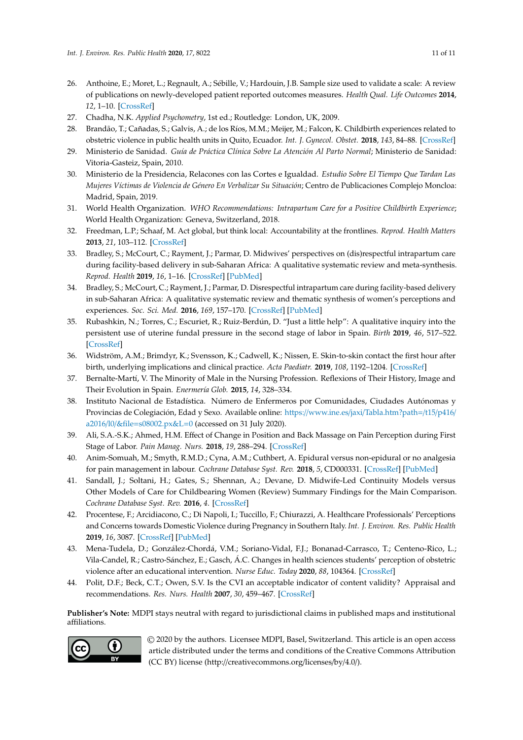26. Anthoine, E.; Moret, L.; Regnault, A.; Sébille, V.; Hardouin, J.B. Sample size used to validate a scale: A review of publications on newly-developed patient reported outcomes measures. *Health Qual. Life Outcomes* **2014**, *12*, 1–10. [CrossRef]
27. Chadha, N.K. *Applied Psychometry*, 1st ed.; Routledge: London, UK, 2009.
28. Brandão, T.; Cañadas, S.; Galvis, A.; de los Ríos, M.M.; Meijer, M.; Falcon, K. Childbirth experiences related to obstetric violence in public health units in Quito, Ecuador. *Int. J. Gynecol. Obstet.* **2018**, *143*, 84–88. [CrossRef]
29. Ministerio de Sanidad. *Guía de Práctica Clínica Sobre La Atención Al Parto Normal*; Ministerio de Sanidad: Vitoria-Gasteiz, Spain, 2010.
30. Ministerio de la Presidencia, Relacones con las Cortes e Igualdad. *Estudio Sobre El Tiempo Que Tardan Las Mujeres Víctimas de Violencia de Género En Verbalizar Su Situación*; Centro de Publicaciones Complejo Moncloa: Madrid, Spain, 2019.
31. World Health Organization. *WHO Recommendations: Intrapartum Care for a Positive Childbirth Experience*; World Health Organization: Geneva, Switzerland, 2018.
32. Freedman, L.P.; Schaaf, M. Act global, but think local: Accountability at the frontlines. *Reprod. Health Matters* **2013**, *21*, 103–112. [CrossRef]
33. Bradley, S.; McCourt, C.; Rayment, J.; Parmar, D. Midwives' perspectives on (dis)respectful intrapartum care during facility-based delivery in sub-Saharan Africa: A qualitative systematic review and meta-synthesis. *Reprod. Health* **2019**, *16*, 1–16. [CrossRef] [PubMed]
34. Bradley, S.; McCourt, C.; Rayment, J.; Parmar, D. Disrespectful intrapartum care during facility-based delivery in sub-Saharan Africa: A qualitative systematic review and thematic synthesis of women's perceptions and experiences. *Soc. Sci. Med.* **2016**, *169*, 157–170. [CrossRef] [PubMed]
35. Rubashkin, N.; Torres, C.; Escuriet, R.; Ruiz-Berdún, D. "Just a little help": A qualitative inquiry into the persistent use of uterine fundal pressure in the second stage of labor in Spain. *Birth* **2019**, *46*, 517–522. [CrossRef]
36. Widström, A.M.; Brimdyr, K.; Svensson, K.; Cadwell, K.; Nissen, E. Skin-to-skin contact the first hour after birth, underlying implications and clinical practice. *Acta Paediatr.* **2019**, *108*, 1192–1204. [CrossRef]
37. Bernalte-Martí, V. The Minority of Male in the Nursing Profession. Reflexions of Their History, Image and Their Evolution in Spain. *Enermería Glob.* **2015**, *14*, 328–334.
38. Instituto Nacional de Estadística. Número de Enfermeros por Comunidades, Ciudades Autónomas y Provincias de Colegiación, Edad y Sexo. Available online: https://www.ine.es/jaxi/Tabla.htm?path=/t15/p416/a2016/l0/&file=s08002.px&L=0 (accessed on 31 July 2020).
39. Ali, S.A.-S.K.; Ahmed, H.M. Effect of Change in Position and Back Massage on Pain Perception during First Stage of Labor. *Pain Manag. Nurs.* **2018**, *19*, 288–294. [CrossRef]
40. Anim-Somuah, M.; Smyth, R.M.D.; Cyna, A.M.; Cuthbert, A. Epidural versus non-epidural or no analgesia for pain management in labour. *Cochrane Database Syst. Rev.* **2018**, *5*, CD000331. [CrossRef] [PubMed]
41. Sandall, J.; Soltani, H.; Gates, S.; Shennan, A.; Devane, D. Midwife-Led Continuity Models versus Other Models of Care for Childbearing Women (Review) Summary Findings for the Main Comparison. *Cochrane Database Syst. Rev.* **2016**, *4*. [CrossRef]
42. Procentese, F.; Arcidiacono, C.; Di Napoli, I.; Tuccillo, F.; Chiurazzi, A. Healthcare Professionals' Perceptions and Concerns towards Domestic Violence during Pregnancy in Southern Italy. *Int. J. Environ. Res. Public Health* **2019**, *16*, 3087. [CrossRef] [PubMed]
43. Mena-Tudela, D.; González-Chordá, V.M.; Soriano-Vidal, F.J.; Bonanad-Carrasco, T.; Centeno-Rico, L.; Vila-Candel, R.; Castro-Sánchez, E.; Gasch, Á.C. Changes in health sciences students' perception of obstetric violence after an educational intervention. *Nurse Educ. Today* **2020**, *88*, 104364. [CrossRef]
44. Polit, D.F.; Beck, C.T.; Owen, S.V. Is the CVI an acceptable indicator of content validity? Appraisal and recommendations. *Res. Nurs. Health* **2007**, *30*, 459–467. [CrossRef]

**Publisher's Note:** MDPI stays neutral with regard to jurisdictional claims in published maps and institutional affiliations.

© 2020 by the authors. Licensee MDPI, Basel, Switzerland. This article is an open access article distributed under the terms and conditions of the Creative Commons Attribution (CC BY) license (http://creativecommons.org/licenses/by/4.0/).